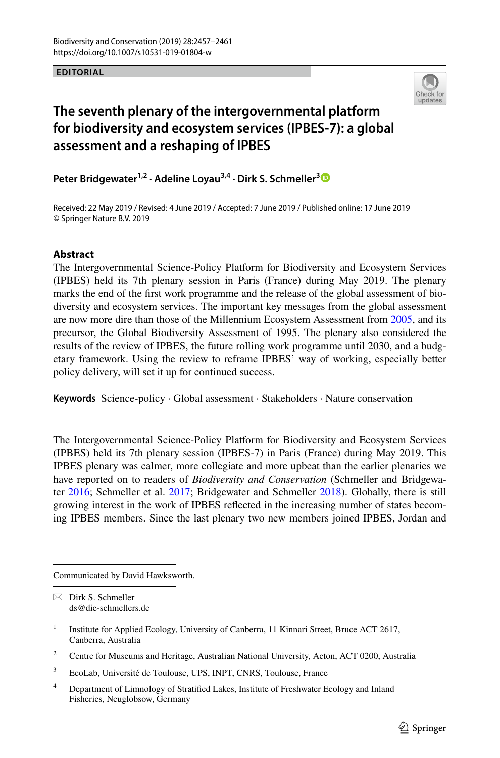EDITORIAL

# The seventh plenary of the intergovernmental platform for biodiversity and ecosystem services (IPBES-7): a global assessment and a reshaping of IPBES

**Peter Bridgewater**[1,2] **· Adeline Loyau**[3,4] **· Dirk S. Schmeller**[3]

Received: 22 May 2019 / Revised: 4 June 2019 / Accepted: 7 June 2019 / Published online: 17 June 2019
© Springer Nature B.V. 2019

## Abstract

The Intergovernmental Science-Policy Platform for Biodiversity and Ecosystem Services (IPBES) held its 7th plenary session in Paris (France) during May 2019. The plenary marks the end of the first work programme and the release of the global assessment of biodiversity and ecosystem services. The important key messages from the global assessment are now more dire than those of the Millennium Ecosystem Assessment from 2005, and its precursor, the Global Biodiversity Assessment of 1995. The plenary also considered the results of the review of IPBES, the future rolling work programme until 2030, and a budgetary framework. Using the review to reframe IPBES' way of working, especially better policy delivery, will set it up for continued success.

**Keywords** Science-policy · Global assessment · Stakeholders · Nature conservation

The Intergovernmental Science-Policy Platform for Biodiversity and Ecosystem Services (IPBES) held its 7th plenary session (IPBES-7) in Paris (France) during May 2019. This IPBES plenary was calmer, more collegiate and more upbeat than the earlier plenaries we have reported on to readers of *Biodiversity and Conservation* (Schmeller and Bridgewater 2016; Schmeller et al. 2017; Bridgewater and Schmeller 2018). Globally, there is still growing interest in the work of IPBES reflected in the increasing number of states becoming IPBES members. Since the last plenary two new members joined IPBES, Jordan and

---

Communicated by David Hawksworth.

✉ Dirk S. Schmeller
ds@die-schmellers.de

[1] Institute for Applied Ecology, University of Canberra, 11 Kinnari Street, Bruce ACT 2617, Canberra, Australia

[2] Centre for Museums and Heritage, Australian National University, Acton, ACT 0200, Australia

[3] EcoLab, Université de Toulouse, UPS, INPT, CNRS, Toulouse, France

[4] Department of Limnology of Stratified Lakes, Institute of Freshwater Ecology and Inland Fisheries, Neuglobsow, Germany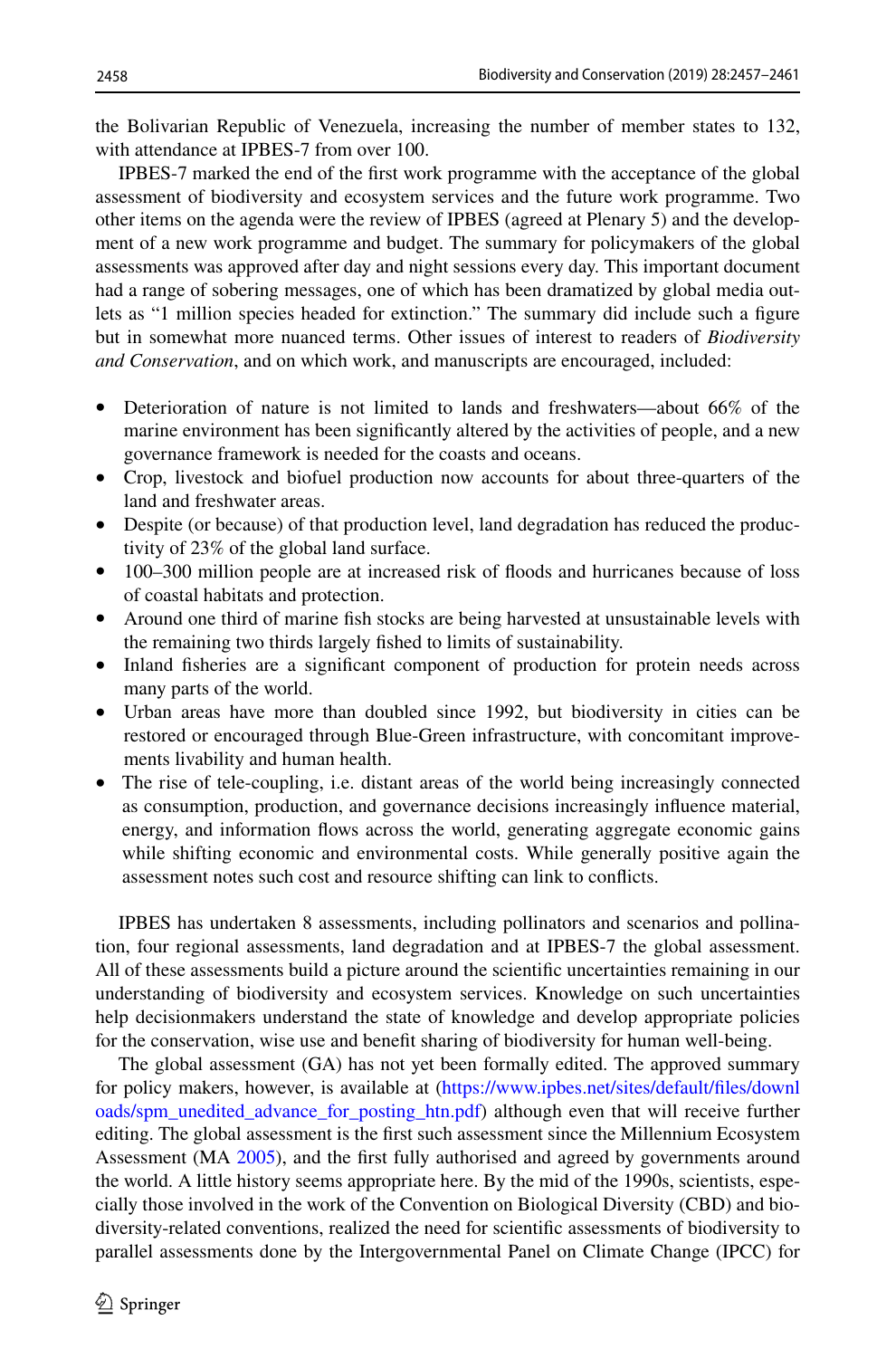the Bolivarian Republic of Venezuela, increasing the number of member states to 132, with attendance at IPBES-7 from over 100.

IPBES-7 marked the end of the first work programme with the acceptance of the global assessment of biodiversity and ecosystem services and the future work programme. Two other items on the agenda were the review of IPBES (agreed at Plenary 5) and the development of a new work programme and budget. The summary for policymakers of the global assessments was approved after day and night sessions every day. This important document had a range of sobering messages, one of which has been dramatized by global media outlets as "1 million species headed for extinction." The summary did include such a figure but in somewhat more nuanced terms. Other issues of interest to readers of *Biodiversity and Conservation*, and on which work, and manuscripts are encouraged, included:

- Deterioration of nature is not limited to lands and freshwaters—about 66% of the marine environment has been significantly altered by the activities of people, and a new governance framework is needed for the coasts and oceans.
- Crop, livestock and biofuel production now accounts for about three-quarters of the land and freshwater areas.
- Despite (or because) of that production level, land degradation has reduced the productivity of 23% of the global land surface.
- 100–300 million people are at increased risk of floods and hurricanes because of loss of coastal habitats and protection.
- Around one third of marine fish stocks are being harvested at unsustainable levels with the remaining two thirds largely fished to limits of sustainability.
- Inland fisheries are a significant component of production for protein needs across many parts of the world.
- Urban areas have more than doubled since 1992, but biodiversity in cities can be restored or encouraged through Blue-Green infrastructure, with concomitant improvements livability and human health.
- The rise of tele-coupling, i.e. distant areas of the world being increasingly connected as consumption, production, and governance decisions increasingly influence material, energy, and information flows across the world, generating aggregate economic gains while shifting economic and environmental costs. While generally positive again the assessment notes such cost and resource shifting can link to conflicts.

IPBES has undertaken 8 assessments, including pollinators and scenarios and pollination, four regional assessments, land degradation and at IPBES-7 the global assessment. All of these assessments build a picture around the scientific uncertainties remaining in our understanding of biodiversity and ecosystem services. Knowledge on such uncertainties help decisionmakers understand the state of knowledge and develop appropriate policies for the conservation, wise use and benefit sharing of biodiversity for human well-being.

The global assessment (GA) has not yet been formally edited. The approved summary for policy makers, however, is available at (https://www.ipbes.net/sites/default/files/downloads/spm_unedited_advance_for_posting_htn.pdf) although even that will receive further editing. The global assessment is the first such assessment since the Millennium Ecosystem Assessment (MA 2005), and the first fully authorised and agreed by governments around the world. A little history seems appropriate here. By the mid of the 1990s, scientists, especially those involved in the work of the Convention on Biological Diversity (CBD) and biodiversity-related conventions, realized the need for scientific assessments of biodiversity to parallel assessments done by the Intergovernmental Panel on Climate Change (IPCC) for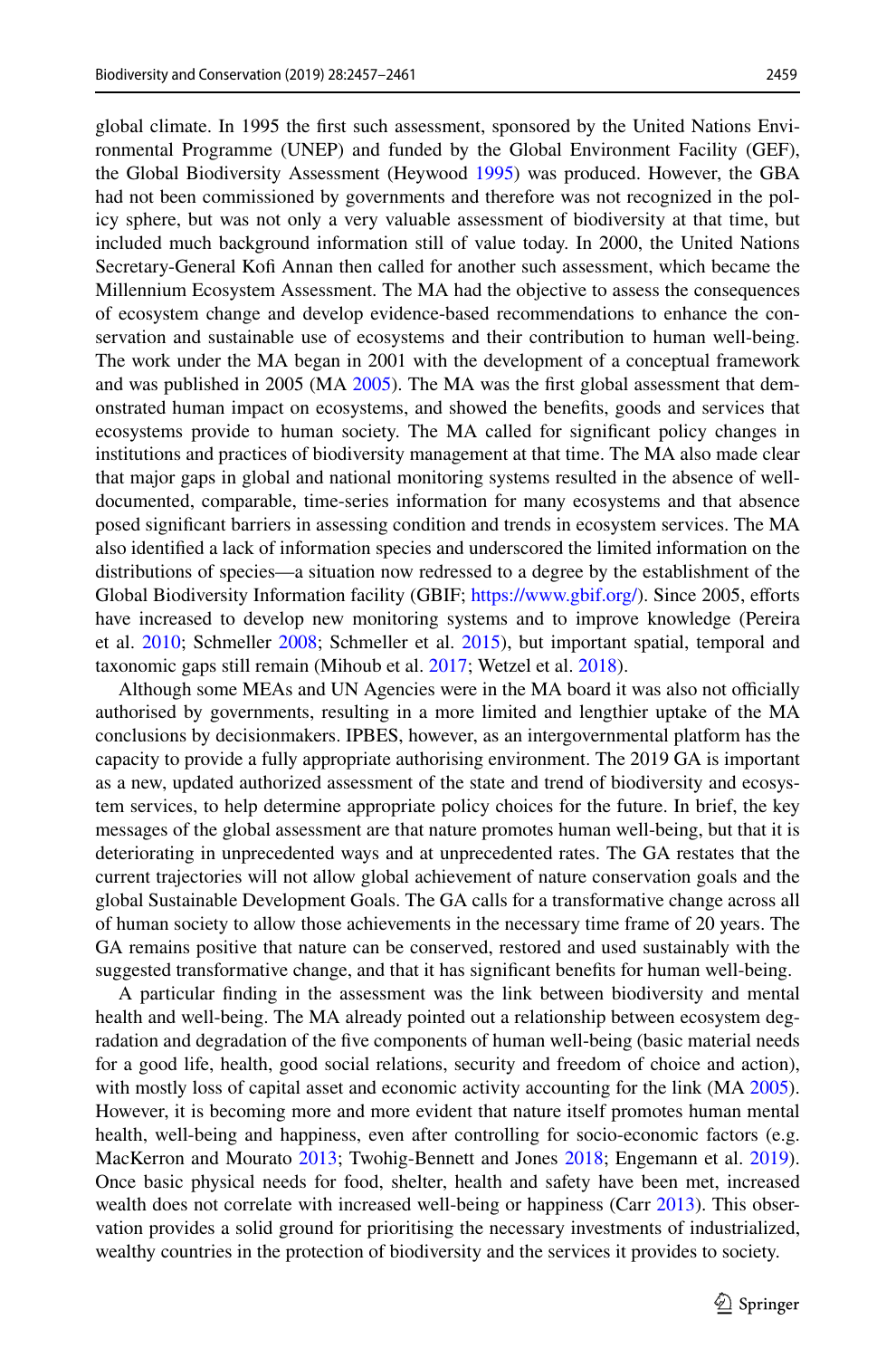global climate. In 1995 the first such assessment, sponsored by the United Nations Environmental Programme (UNEP) and funded by the Global Environment Facility (GEF), the Global Biodiversity Assessment (Heywood 1995) was produced. However, the GBA had not been commissioned by governments and therefore was not recognized in the policy sphere, but was not only a very valuable assessment of biodiversity at that time, but included much background information still of value today. In 2000, the United Nations Secretary-General Kofi Annan then called for another such assessment, which became the Millennium Ecosystem Assessment. The MA had the objective to assess the consequences of ecosystem change and develop evidence-based recommendations to enhance the conservation and sustainable use of ecosystems and their contribution to human well-being. The work under the MA began in 2001 with the development of a conceptual framework and was published in 2005 (MA 2005). The MA was the first global assessment that demonstrated human impact on ecosystems, and showed the benefits, goods and services that ecosystems provide to human society. The MA called for significant policy changes in institutions and practices of biodiversity management at that time. The MA also made clear that major gaps in global and national monitoring systems resulted in the absence of well-documented, comparable, time-series information for many ecosystems and that absence posed significant barriers in assessing condition and trends in ecosystem services. The MA also identified a lack of information species and underscored the limited information on the distributions of species—a situation now redressed to a degree by the establishment of the Global Biodiversity Information facility (GBIF; https://www.gbif.org/). Since 2005, efforts have increased to develop new monitoring systems and to improve knowledge (Pereira et al. 2010; Schmeller 2008; Schmeller et al. 2015), but important spatial, temporal and taxonomic gaps still remain (Mihoub et al. 2017; Wetzel et al. 2018).

Although some MEAs and UN Agencies were in the MA board it was also not officially authorised by governments, resulting in a more limited and lengthier uptake of the MA conclusions by decisionmakers. IPBES, however, as an intergovernmental platform has the capacity to provide a fully appropriate authorising environment. The 2019 GA is important as a new, updated authorized assessment of the state and trend of biodiversity and ecosystem services, to help determine appropriate policy choices for the future. In brief, the key messages of the global assessment are that nature promotes human well-being, but that it is deteriorating in unprecedented ways and at unprecedented rates. The GA restates that the current trajectories will not allow global achievement of nature conservation goals and the global Sustainable Development Goals. The GA calls for a transformative change across all of human society to allow those achievements in the necessary time frame of 20 years. The GA remains positive that nature can be conserved, restored and used sustainably with the suggested transformative change, and that it has significant benefits for human well-being.

A particular finding in the assessment was the link between biodiversity and mental health and well-being. The MA already pointed out a relationship between ecosystem degradation and degradation of the five components of human well-being (basic material needs for a good life, health, good social relations, security and freedom of choice and action), with mostly loss of capital asset and economic activity accounting for the link (MA 2005). However, it is becoming more and more evident that nature itself promotes human mental health, well-being and happiness, even after controlling for socio-economic factors (e.g. MacKerron and Mourato 2013; Twohig-Bennett and Jones 2018; Engemann et al. 2019). Once basic physical needs for food, shelter, health and safety have been met, increased wealth does not correlate with increased well-being or happiness (Carr 2013). This observation provides a solid ground for prioritising the necessary investments of industrialized, wealthy countries in the protection of biodiversity and the services it provides to society.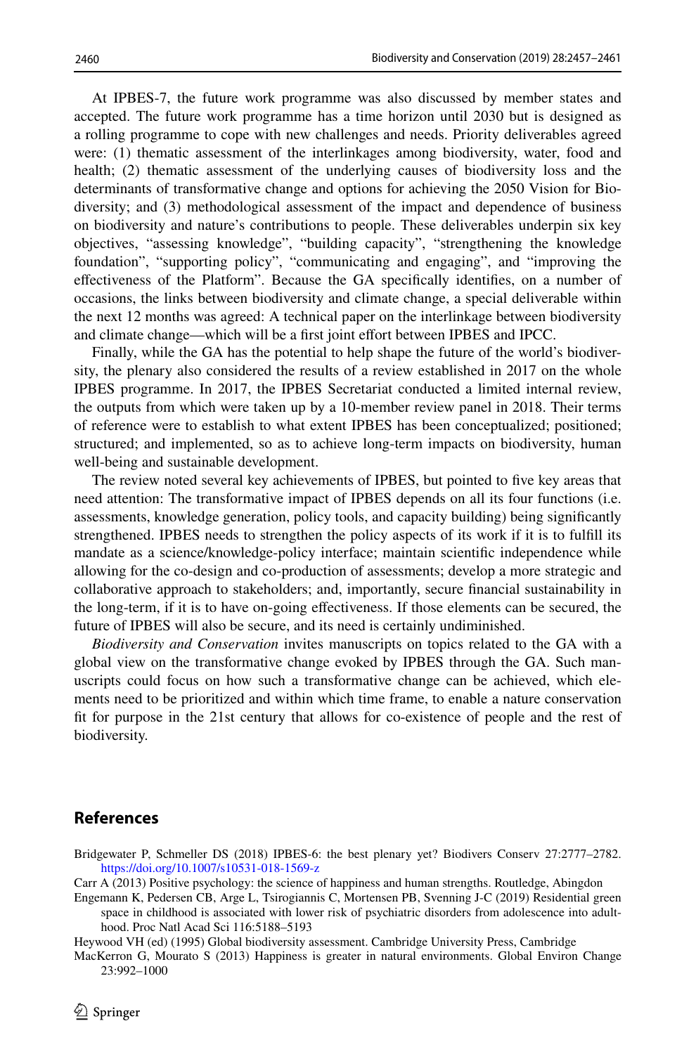At IPBES-7, the future work programme was also discussed by member states and accepted. The future work programme has a time horizon until 2030 but is designed as a rolling programme to cope with new challenges and needs. Priority deliverables agreed were: (1) thematic assessment of the interlinkages among biodiversity, water, food and health; (2) thematic assessment of the underlying causes of biodiversity loss and the determinants of transformative change and options for achieving the 2050 Vision for Biodiversity; and (3) methodological assessment of the impact and dependence of business on biodiversity and nature's contributions to people. These deliverables underpin six key objectives, "assessing knowledge", "building capacity", "strengthening the knowledge foundation", "supporting policy", "communicating and engaging", and "improving the effectiveness of the Platform". Because the GA specifically identifies, on a number of occasions, the links between biodiversity and climate change, a special deliverable within the next 12 months was agreed: A technical paper on the interlinkage between biodiversity and climate change—which will be a first joint effort between IPBES and IPCC.

Finally, while the GA has the potential to help shape the future of the world's biodiversity, the plenary also considered the results of a review established in 2017 on the whole IPBES programme. In 2017, the IPBES Secretariat conducted a limited internal review, the outputs from which were taken up by a 10-member review panel in 2018. Their terms of reference were to establish to what extent IPBES has been conceptualized; positioned; structured; and implemented, so as to achieve long-term impacts on biodiversity, human well-being and sustainable development.

The review noted several key achievements of IPBES, but pointed to five key areas that need attention: The transformative impact of IPBES depends on all its four functions (i.e. assessments, knowledge generation, policy tools, and capacity building) being significantly strengthened. IPBES needs to strengthen the policy aspects of its work if it is to fulfill its mandate as a science/knowledge-policy interface; maintain scientific independence while allowing for the co-design and co-production of assessments; develop a more strategic and collaborative approach to stakeholders; and, importantly, secure financial sustainability in the long-term, if it is to have on-going effectiveness. If those elements can be secured, the future of IPBES will also be secure, and its need is certainly undiminished.

*Biodiversity and Conservation* invites manuscripts on topics related to the GA with a global view on the transformative change evoked by IPBES through the GA. Such manuscripts could focus on how such a transformative change can be achieved, which elements need to be prioritized and within which time frame, to enable a nature conservation fit for purpose in the 21st century that allows for co-existence of people and the rest of biodiversity.

## References

Bridgewater P, Schmeller DS (2018) IPBES-6: the best plenary yet? Biodivers Conserv 27:2777–2782. https://doi.org/10.1007/s10531-018-1569-z

Carr A (2013) Positive psychology: the science of happiness and human strengths. Routledge, Abingdon

Engemann K, Pedersen CB, Arge L, Tsirogiannis C, Mortensen PB, Svenning J-C (2019) Residential green space in childhood is associated with lower risk of psychiatric disorders from adolescence into adulthood. Proc Natl Acad Sci 116:5188–5193

Heywood VH (ed) (1995) Global biodiversity assessment. Cambridge University Press, Cambridge

MacKerron G, Mourato S (2013) Happiness is greater in natural environments. Global Environ Change 23:992–1000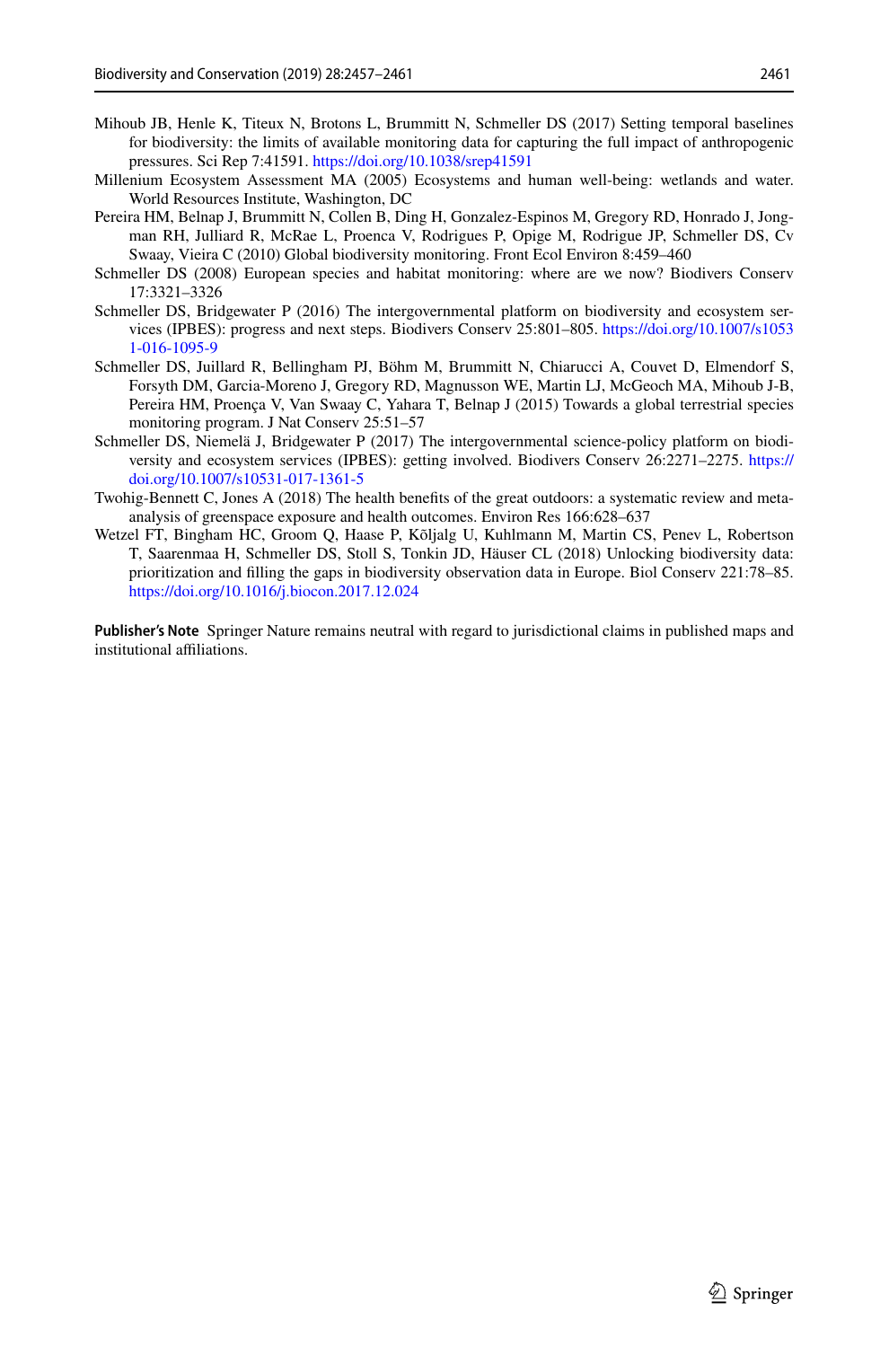Mihoub JB, Henle K, Titeux N, Brotons L, Brummitt N, Schmeller DS (2017) Setting temporal baselines for biodiversity: the limits of available monitoring data for capturing the full impact of anthropogenic pressures. Sci Rep 7:41591. https://doi.org/10.1038/srep41591

Millenium Ecosystem Assessment MA (2005) Ecosystems and human well-being: wetlands and water. World Resources Institute, Washington, DC

Pereira HM, Belnap J, Brummitt N, Collen B, Ding H, Gonzalez-Espinos M, Gregory RD, Honrado J, Jongman RH, Julliard R, McRae L, Proenca V, Rodrigues P, Opige M, Rodrigue JP, Schmeller DS, Cv Swaay, Vieira C (2010) Global biodiversity monitoring. Front Ecol Environ 8:459–460

Schmeller DS (2008) European species and habitat monitoring: where are we now? Biodivers Conserv 17:3321–3326

Schmeller DS, Bridgewater P (2016) The intergovernmental platform on biodiversity and ecosystem services (IPBES): progress and next steps. Biodivers Conserv 25:801–805. https://doi.org/10.1007/s10531-016-1095-9

Schmeller DS, Juillard R, Bellingham PJ, Böhm M, Brummitt N, Chiarucci A, Couvet D, Elmendorf S, Forsyth DM, Garcia-Moreno J, Gregory RD, Magnusson WE, Martin LJ, McGeoch MA, Mihoub J-B, Pereira HM, Proença V, Van Swaay C, Yahara T, Belnap J (2015) Towards a global terrestrial species monitoring program. J Nat Conserv 25:51–57

Schmeller DS, Niemelä J, Bridgewater P (2017) The intergovernmental science-policy platform on biodiversity and ecosystem services (IPBES): getting involved. Biodivers Conserv 26:2271–2275. https://doi.org/10.1007/s10531-017-1361-5

Twohig-Bennett C, Jones A (2018) The health benefits of the great outdoors: a systematic review and meta-analysis of greenspace exposure and health outcomes. Environ Res 166:628–637

Wetzel FT, Bingham HC, Groom Q, Haase P, Kõljalg U, Kuhlmann M, Martin CS, Penev L, Robertson T, Saarenmaa H, Schmeller DS, Stoll S, Tonkin JD, Häuser CL (2018) Unlocking biodiversity data: prioritization and filling the gaps in biodiversity observation data in Europe. Biol Conserv 221:78–85. https://doi.org/10.1016/j.biocon.2017.12.024

**Publisher's Note** Springer Nature remains neutral with regard to jurisdictional claims in published maps and institutional affiliations.